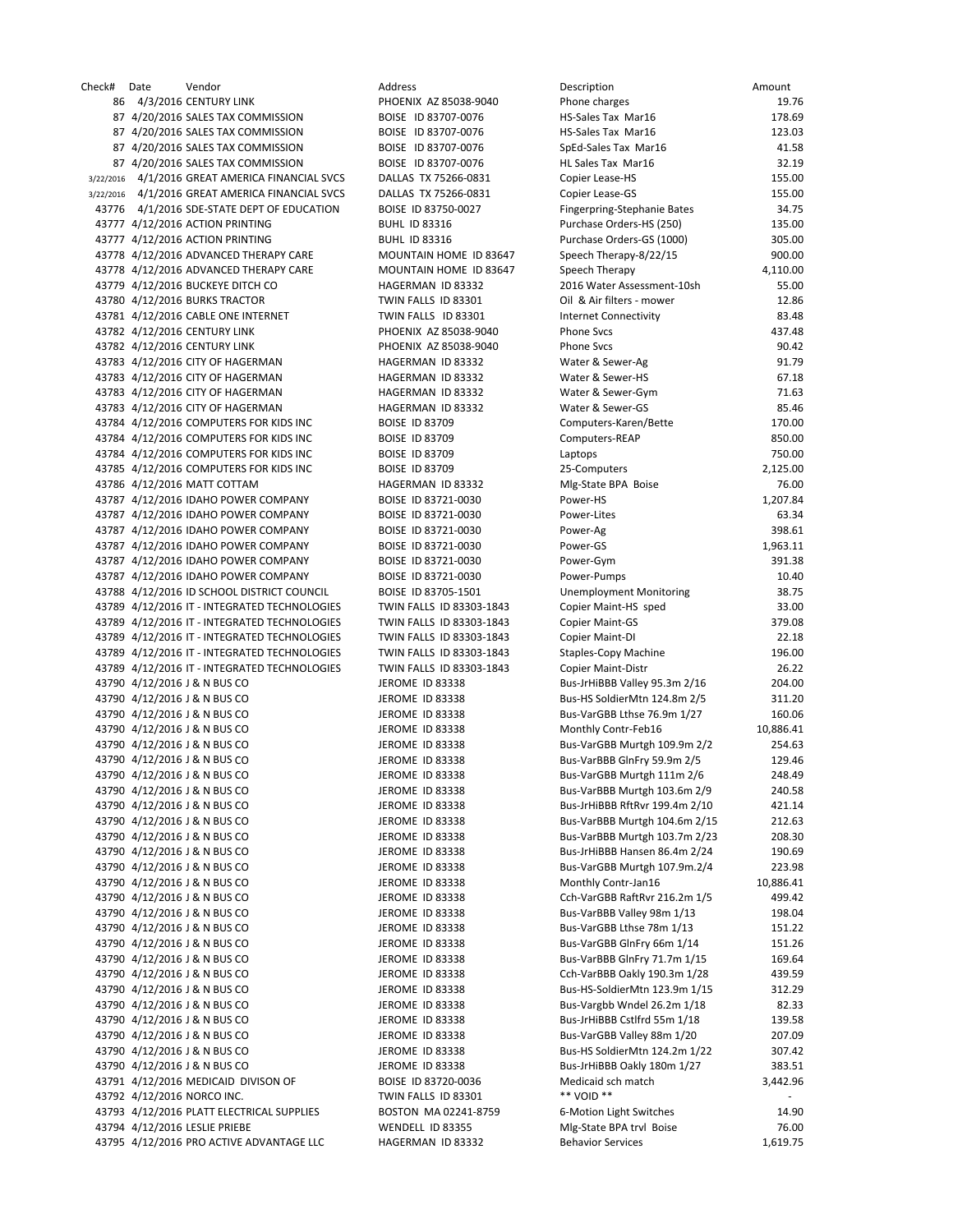| Check# | Date | Vendor | Address | Description | Amount |
|---|---|---|---|---|---|
| 86 | 4/3/2016 | CENTURY LINK | PHOENIX AZ 85038-9040 | Phone charges | 19.76 |
| 87 | 4/20/2016 | SALES TAX COMMISSION | BOISE ID 83707-0076 | HS-Sales Tax Mar16 | 178.69 |
| 87 | 4/20/2016 | SALES TAX COMMISSION | BOISE ID 83707-0076 | HS-Sales Tax Mar16 | 123.03 |
| 87 | 4/20/2016 | SALES TAX COMMISSION | BOISE ID 83707-0076 | SpEd-Sales Tax Mar16 | 41.58 |
| 87 | 4/20/2016 | SALES TAX COMMISSION | BOISE ID 83707-0076 | HL Sales Tax Mar16 | 32.19 |
| 3/22/2016 | 4/1/2016 | GREAT AMERICA FINANCIAL SVCS | DALLAS TX 75266-0831 | Copier Lease-HS | 155.00 |
| 3/22/2016 | 4/1/2016 | GREAT AMERICA FINANCIAL SVCS | DALLAS TX 75266-0831 | Copier Lease-GS | 155.00 |
| 43776 | 4/1/2016 | SDE-STATE DEPT OF EDUCATION | BOISE ID 83750-0027 | Fingerpring-Stephanie Bates | 34.75 |
| 43777 | 4/12/2016 | ACTION PRINTING | BUHL ID 83316 | Purchase Orders-HS (250) | 135.00 |
| 43777 | 4/12/2016 | ACTION PRINTING | BUHL ID 83316 | Purchase Orders-GS (1000) | 305.00 |
| 43778 | 4/12/2016 | ADVANCED THERAPY CARE | MOUNTAIN HOME ID 83647 | Speech Therapy-8/22/15 | 900.00 |
| 43778 | 4/12/2016 | ADVANCED THERAPY CARE | MOUNTAIN HOME ID 83647 | Speech Therapy | 4,110.00 |
| 43779 | 4/12/2016 | BUCKEYE DITCH CO | HAGERMAN ID 83332 | 2016 Water Assessment-10sh | 55.00 |
| 43780 | 4/12/2016 | BURKS TRACTOR | TWIN FALLS ID 83301 | Oil & Air filters - mower | 12.86 |
| 43781 | 4/12/2016 | CABLE ONE INTERNET | TWIN FALLS ID 83301 | Internet Connectivity | 83.48 |
| 43782 | 4/12/2016 | CENTURY LINK | PHOENIX AZ 85038-9040 | Phone Svcs | 437.48 |
| 43782 | 4/12/2016 | CENTURY LINK | PHOENIX AZ 85038-9040 | Phone Svcs | 90.42 |
| 43783 | 4/12/2016 | CITY OF HAGERMAN | HAGERMAN ID 83332 | Water & Sewer-Ag | 91.79 |
| 43783 | 4/12/2016 | CITY OF HAGERMAN | HAGERMAN ID 83332 | Water & Sewer-HS | 67.18 |
| 43783 | 4/12/2016 | CITY OF HAGERMAN | HAGERMAN ID 83332 | Water & Sewer-Gym | 71.63 |
| 43783 | 4/12/2016 | CITY OF HAGERMAN | HAGERMAN ID 83332 | Water & Sewer-GS | 85.46 |
| 43784 | 4/12/2016 | COMPUTERS FOR KIDS INC | BOISE ID 83709 | Computers-Karen/Bette | 170.00 |
| 43784 | 4/12/2016 | COMPUTERS FOR KIDS INC | BOISE ID 83709 | Computers-REAP | 850.00 |
| 43784 | 4/12/2016 | COMPUTERS FOR KIDS INC | BOISE ID 83709 | Laptops | 750.00 |
| 43785 | 4/12/2016 | COMPUTERS FOR KIDS INC | BOISE ID 83709 | 25-Computers | 2,125.00 |
| 43786 | 4/12/2016 | MATT COTTAM | HAGERMAN ID 83332 | Mlg-State BPA Boise | 76.00 |
| 43787 | 4/12/2016 | IDAHO POWER COMPANY | BOISE ID 83721-0030 | Power-HS | 1,207.84 |
| 43787 | 4/12/2016 | IDAHO POWER COMPANY | BOISE ID 83721-0030 | Power-Lites | 63.34 |
| 43787 | 4/12/2016 | IDAHO POWER COMPANY | BOISE ID 83721-0030 | Power-Ag | 398.61 |
| 43787 | 4/12/2016 | IDAHO POWER COMPANY | BOISE ID 83721-0030 | Power-GS | 1,963.11 |
| 43787 | 4/12/2016 | IDAHO POWER COMPANY | BOISE ID 83721-0030 | Power-Gym | 391.38 |
| 43787 | 4/12/2016 | IDAHO POWER COMPANY | BOISE ID 83721-0030 | Power-Pumps | 10.40 |
| 43788 | 4/12/2016 | ID SCHOOL DISTRICT COUNCIL | BOISE ID 83705-1501 | Unemployment Monitoring | 38.75 |
| 43789 | 4/12/2016 | IT - INTEGRATED TECHNOLOGIES | TWIN FALLS ID 83303-1843 | Copier Maint-HS sped | 33.00 |
| 43789 | 4/12/2016 | IT - INTEGRATED TECHNOLOGIES | TWIN FALLS ID 83303-1843 | Copier Maint-GS | 379.08 |
| 43789 | 4/12/2016 | IT - INTEGRATED TECHNOLOGIES | TWIN FALLS ID 83303-1843 | Copier Maint-DI | 22.18 |
| 43789 | 4/12/2016 | IT - INTEGRATED TECHNOLOGIES | TWIN FALLS ID 83303-1843 | Staples-Copy Machine | 196.00 |
| 43789 | 4/12/2016 | IT - INTEGRATED TECHNOLOGIES | TWIN FALLS ID 83303-1843 | Copier Maint-Distr | 26.22 |
| 43790 | 4/12/2016 | J & N BUS CO | JEROME ID 83338 | Bus-JrHiBBB Valley 95.3m 2/16 | 204.00 |
| 43790 | 4/12/2016 | J & N BUS CO | JEROME ID 83338 | Bus-HS SoldierMtn 124.8m 2/5 | 311.20 |
| 43790 | 4/12/2016 | J & N BUS CO | JEROME ID 83338 | Bus-VarGBB Lthse 76.9m 1/27 | 160.06 |
| 43790 | 4/12/2016 | J & N BUS CO | JEROME ID 83338 | Monthly Contr-Feb16 | 10,886.41 |
| 43790 | 4/12/2016 | J & N BUS CO | JEROME ID 83338 | Bus-VarGBB Murtgh 109.9m 2/2 | 254.63 |
| 43790 | 4/12/2016 | J & N BUS CO | JEROME ID 83338 | Bus-VarBBB GlnFry 59.9m 2/5 | 129.46 |
| 43790 | 4/12/2016 | J & N BUS CO | JEROME ID 83338 | Bus-VarGBB Murtgh 111m 2/6 | 248.49 |
| 43790 | 4/12/2016 | J & N BUS CO | JEROME ID 83338 | Bus-VarBBB Murtgh 103.6m 2/9 | 240.58 |
| 43790 | 4/12/2016 | J & N BUS CO | JEROME ID 83338 | Bus-JrHiBBB RftRvr 199.4m 2/10 | 421.14 |
| 43790 | 4/12/2016 | J & N BUS CO | JEROME ID 83338 | Bus-VarBBB Murtgh 104.6m 2/15 | 212.63 |
| 43790 | 4/12/2016 | J & N BUS CO | JEROME ID 83338 | Bus-VarBBB Murtgh 103.7m 2/23 | 208.30 |
| 43790 | 4/12/2016 | J & N BUS CO | JEROME ID 83338 | Bus-JrHiBBB Hansen 86.4m 2/24 | 190.69 |
| 43790 | 4/12/2016 | J & N BUS CO | JEROME ID 83338 | Bus-VarGBB Murtgh 107.9m.2/4 | 223.98 |
| 43790 | 4/12/2016 | J & N BUS CO | JEROME ID 83338 | Monthly Contr-Jan16 | 10,886.41 |
| 43790 | 4/12/2016 | J & N BUS CO | JEROME ID 83338 | Cch-VarGBB RaftRvr 216.2m 1/5 | 499.42 |
| 43790 | 4/12/2016 | J & N BUS CO | JEROME ID 83338 | Bus-VarBBB Valley 98m 1/13 | 198.04 |
| 43790 | 4/12/2016 | J & N BUS CO | JEROME ID 83338 | Bus-VarGBB Lthse 78m 1/13 | 151.22 |
| 43790 | 4/12/2016 | J & N BUS CO | JEROME ID 83338 | Bus-VarGBB GlnFry 66m 1/14 | 151.26 |
| 43790 | 4/12/2016 | J & N BUS CO | JEROME ID 83338 | Bus-VarBBB GlnFry 71.7m 1/15 | 169.64 |
| 43790 | 4/12/2016 | J & N BUS CO | JEROME ID 83338 | Cch-VarBBB Oakly 190.3m 1/28 | 439.59 |
| 43790 | 4/12/2016 | J & N BUS CO | JEROME ID 83338 | Bus-HS-SoldierMtn 123.9m 1/15 | 312.29 |
| 43790 | 4/12/2016 | J & N BUS CO | JEROME ID 83338 | Bus-Vargbb Wndel 26.2m 1/18 | 82.33 |
| 43790 | 4/12/2016 | J & N BUS CO | JEROME ID 83338 | Bus-JrHiBBB Cstlfrd 55m 1/18 | 139.58 |
| 43790 | 4/12/2016 | J & N BUS CO | JEROME ID 83338 | Bus-VarGBB Valley 88m 1/20 | 207.09 |
| 43790 | 4/12/2016 | J & N BUS CO | JEROME ID 83338 | Bus-HS SoldierMtn 124.2m 1/22 | 307.42 |
| 43790 | 4/12/2016 | J & N BUS CO | JEROME ID 83338 | Bus-JrHiBBB Oakly 180m 1/27 | 383.51 |
| 43791 | 4/12/2016 | MEDICAID DIVISON OF | BOISE ID 83720-0036 | Medicaid sch match | 3,442.96 |
| 43792 | 4/12/2016 | NORCO INC. | TWIN FALLS ID 83301 | ** VOID ** | - |
| 43793 | 4/12/2016 | PLATT ELECTRICAL SUPPLIES | BOSTON MA 02241-8759 | 6-Motion Light Switches | 14.90 |
| 43794 | 4/12/2016 | LESLIE PRIEBE | WENDELL ID 83355 | Mlg-State BPA trvl Boise | 76.00 |
| 43795 | 4/12/2016 | PRO ACTIVE ADVANTAGE LLC | HAGERMAN ID 83332 | Behavior Services | 1,619.75 |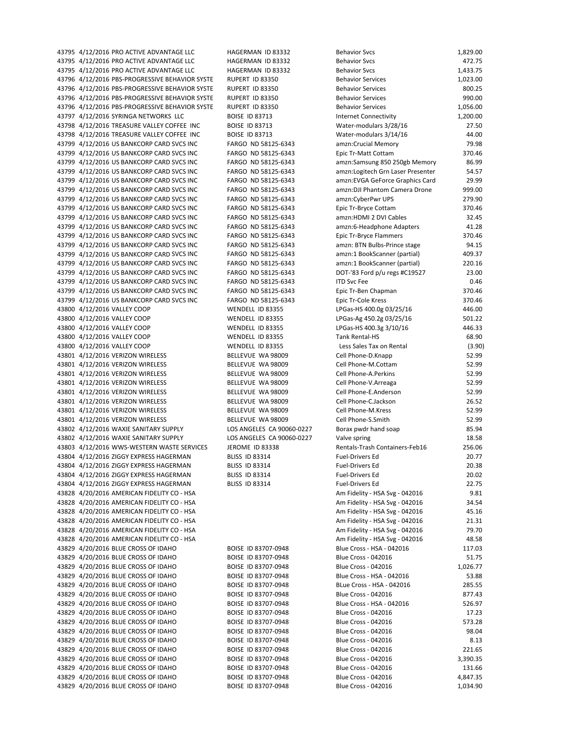| | | | | | |
|---|---|---|---|---|---|
| 43795 | 4/12/2016 | PRO ACTIVE ADVANTAGE LLC | HAGERMAN ID 83332 | Behavior Svcs | 1,829.00 |
| 43795 | 4/12/2016 | PRO ACTIVE ADVANTAGE LLC | HAGERMAN ID 83332 | Behavior Svcs | 472.75 |
| 43795 | 4/12/2016 | PRO ACTIVE ADVANTAGE LLC | HAGERMAN ID 83332 | Behavior Svcs | 1,433.75 |
| 43796 | 4/12/2016 | PBS-PROGRESSIVE BEHAVIOR SYSTE | RUPERT ID 83350 | Behavior Services | 1,023.00 |
| 43796 | 4/12/2016 | PBS-PROGRESSIVE BEHAVIOR SYSTE | RUPERT ID 83350 | Behavior Services | 800.25 |
| 43796 | 4/12/2016 | PBS-PROGRESSIVE BEHAVIOR SYSTE | RUPERT ID 83350 | Behavior Services | 990.00 |
| 43796 | 4/12/2016 | PBS-PROGRESSIVE BEHAVIOR SYSTE | RUPERT ID 83350 | Behavior Services | 1,056.00 |
| 43797 | 4/12/2016 | SYRINGA NETWORKS LLC | BOISE ID 83713 | Internet Connectivity | 1,200.00 |
| 43798 | 4/12/2016 | TREASURE VALLEY COFFEE INC | BOISE ID 83713 | Water-modulars 3/28/16 | 27.50 |
| 43798 | 4/12/2016 | TREASURE VALLEY COFFEE INC | BOISE ID 83713 | Water-modulars 3/14/16 | 44.00 |
| 43799 | 4/12/2016 | US BANKCORP CARD SVCS INC | FARGO ND 58125-6343 | amzn:Crucial Memory | 79.98 |
| 43799 | 4/12/2016 | US BANKCORP CARD SVCS INC | FARGO ND 58125-6343 | Epic Tr-Matt Cottam | 370.46 |
| 43799 | 4/12/2016 | US BANKCORP CARD SVCS INC | FARGO ND 58125-6343 | amzn:Samsung 850 250gb Memory | 86.99 |
| 43799 | 4/12/2016 | US BANKCORP CARD SVCS INC | FARGO ND 58125-6343 | amzn:Logitech Grn Laser Presenter | 54.57 |
| 43799 | 4/12/2016 | US BANKCORP CARD SVCS INC | FARGO ND 58125-6343 | amzn:EVGA GeForce Graphics Card | 29.99 |
| 43799 | 4/12/2016 | US BANKCORP CARD SVCS INC | FARGO ND 58125-6343 | amzn:DJI Phantom Camera Drone | 999.00 |
| 43799 | 4/12/2016 | US BANKCORP CARD SVCS INC | FARGO ND 58125-6343 | amzn:CyberPwr UPS | 279.90 |
| 43799 | 4/12/2016 | US BANKCORP CARD SVCS INC | FARGO ND 58125-6343 | Epic Tr-Bryce Cottam | 370.46 |
| 43799 | 4/12/2016 | US BANKCORP CARD SVCS INC | FARGO ND 58125-6343 | amzn:HDMI 2 DVI Cables | 32.45 |
| 43799 | 4/12/2016 | US BANKCORP CARD SVCS INC | FARGO ND 58125-6343 | amzn:6-Headphone Adapters | 41.28 |
| 43799 | 4/12/2016 | US BANKCORP CARD SVCS INC | FARGO ND 58125-6343 | Epic Tr-Bryce Flammers | 370.46 |
| 43799 | 4/12/2016 | US BANKCORP CARD SVCS INC | FARGO ND 58125-6343 | amzn: BTN Bulbs-Prince stage | 94.15 |
| 43799 | 4/12/2016 | US BANKCORP CARD SVCS INC | FARGO ND 58125-6343 | amzn:1 BookScanner (partial) | 409.37 |
| 43799 | 4/12/2016 | US BANKCORP CARD SVCS INC | FARGO ND 58125-6343 | amzn:1 BookScanner (partial) | 220.16 |
| 43799 | 4/12/2016 | US BANKCORP CARD SVCS INC | FARGO ND 58125-6343 | DOT-'83 Ford p/u regs #C19527 | 23.00 |
| 43799 | 4/12/2016 | US BANKCORP CARD SVCS INC | FARGO ND 58125-6343 | ITD Svc Fee | 0.46 |
| 43799 | 4/12/2016 | US BANKCORP CARD SVCS INC | FARGO ND 58125-6343 | Epic Tr-Ben Chapman | 370.46 |
| 43799 | 4/12/2016 | US BANKCORP CARD SVCS INC | FARGO ND 58125-6343 | Epic Tr-Cole Kress | 370.46 |
| 43800 | 4/12/2016 | VALLEY COOP | WENDELL ID 83355 | LPGas-HS 400.0g 03/25/16 | 446.00 |
| 43800 | 4/12/2016 | VALLEY COOP | WENDELL ID 83355 | LPGas-Ag 450.2g 03/25/16 | 501.22 |
| 43800 | 4/12/2016 | VALLEY COOP | WENDELL ID 83355 | LPGas-HS 400.3g 3/10/16 | 446.33 |
| 43800 | 4/12/2016 | VALLEY COOP | WENDELL ID 83355 | Tank Rental-HS | 68.90 |
| 43800 | 4/12/2016 | VALLEY COOP | WENDELL ID 83355 | Less Sales Tax on Rental | (3.90) |
| 43801 | 4/12/2016 | VERIZON WIRELESS | BELLEVUE WA 98009 | Cell Phone-D.Knapp | 52.99 |
| 43801 | 4/12/2016 | VERIZON WIRELESS | BELLEVUE WA 98009 | Cell Phone-M.Cottam | 52.99 |
| 43801 | 4/12/2016 | VERIZON WIRELESS | BELLEVUE WA 98009 | Cell Phone-A.Perkins | 52.99 |
| 43801 | 4/12/2016 | VERIZON WIRELESS | BELLEVUE WA 98009 | Cell Phone-V.Arreaga | 52.99 |
| 43801 | 4/12/2016 | VERIZON WIRELESS | BELLEVUE WA 98009 | Cell Phone-E.Anderson | 52.99 |
| 43801 | 4/12/2016 | VERIZON WIRELESS | BELLEVUE WA 98009 | Cell Phone-C.Jackson | 26.52 |
| 43801 | 4/12/2016 | VERIZON WIRELESS | BELLEVUE WA 98009 | Cell Phone-M.Kress | 52.99 |
| 43801 | 4/12/2016 | VERIZON WIRELESS | BELLEVUE WA 98009 | Cell Phone-S.Smith | 52.99 |
| 43802 | 4/12/2016 | WAXIE SANITARY SUPPLY | LOS ANGELES CA 90060-0227 | Borax pwdr hand soap | 85.94 |
| 43802 | 4/12/2016 | WAXIE SANITARY SUPPLY | LOS ANGELES CA 90060-0227 | Valve spring | 18.58 |
| 43803 | 4/12/2016 | WWS-WESTERN WASTE SERVICES | JEROME ID 83338 | Rentals-Trash Containers-Feb16 | 256.06 |
| 43804 | 4/12/2016 | ZIGGY EXPRESS HAGERMAN | BLISS ID 83314 | Fuel-Drivers Ed | 20.77 |
| 43804 | 4/12/2016 | ZIGGY EXPRESS HAGERMAN | BLISS ID 83314 | Fuel-Drivers Ed | 20.38 |
| 43804 | 4/12/2016 | ZIGGY EXPRESS HAGERMAN | BLISS ID 83314 | Fuel-Drivers Ed | 20.02 |
| 43804 | 4/12/2016 | ZIGGY EXPRESS HAGERMAN | BLISS ID 83314 | Fuel-Drivers Ed | 22.75 |
| 43828 | 4/20/2016 | AMERICAN FIDELITY CO - HSA | | Am Fidelity - HSA Svg - 042016 | 9.81 |
| 43828 | 4/20/2016 | AMERICAN FIDELITY CO - HSA | | Am Fidelity - HSA Svg - 042016 | 34.54 |
| 43828 | 4/20/2016 | AMERICAN FIDELITY CO - HSA | | Am Fidelity - HSA Svg - 042016 | 45.16 |
| 43828 | 4/20/2016 | AMERICAN FIDELITY CO - HSA | | Am Fidelity - HSA Svg - 042016 | 21.31 |
| 43828 | 4/20/2016 | AMERICAN FIDELITY CO - HSA | | Am Fidelity - HSA Svg - 042016 | 79.70 |
| 43828 | 4/20/2016 | AMERICAN FIDELITY CO - HSA | | Am Fidelity - HSA Svg - 042016 | 48.58 |
| 43829 | 4/20/2016 | BLUE CROSS OF IDAHO | BOISE ID 83707-0948 | Blue Cross - HSA - 042016 | 117.03 |
| 43829 | 4/20/2016 | BLUE CROSS OF IDAHO | BOISE ID 83707-0948 | Blue Cross - 042016 | 51.75 |
| 43829 | 4/20/2016 | BLUE CROSS OF IDAHO | BOISE ID 83707-0948 | Blue Cross - 042016 | 1,026.77 |
| 43829 | 4/20/2016 | BLUE CROSS OF IDAHO | BOISE ID 83707-0948 | Blue Cross - HSA - 042016 | 53.88 |
| 43829 | 4/20/2016 | BLUE CROSS OF IDAHO | BOISE ID 83707-0948 | BLue Cross - HSA - 042016 | 285.55 |
| 43829 | 4/20/2016 | BLUE CROSS OF IDAHO | BOISE ID 83707-0948 | Blue Cross - 042016 | 877.43 |
| 43829 | 4/20/2016 | BLUE CROSS OF IDAHO | BOISE ID 83707-0948 | Blue Cross - HSA - 042016 | 526.97 |
| 43829 | 4/20/2016 | BLUE CROSS OF IDAHO | BOISE ID 83707-0948 | Blue Cross - 042016 | 17.23 |
| 43829 | 4/20/2016 | BLUE CROSS OF IDAHO | BOISE ID 83707-0948 | Blue Cross - 042016 | 573.28 |
| 43829 | 4/20/2016 | BLUE CROSS OF IDAHO | BOISE ID 83707-0948 | Blue Cross - 042016 | 98.04 |
| 43829 | 4/20/2016 | BLUE CROSS OF IDAHO | BOISE ID 83707-0948 | Blue Cross - 042016 | 8.13 |
| 43829 | 4/20/2016 | BLUE CROSS OF IDAHO | BOISE ID 83707-0948 | Blue Cross - 042016 | 221.65 |
| 43829 | 4/20/2016 | BLUE CROSS OF IDAHO | BOISE ID 83707-0948 | Blue Cross - 042016 | 3,390.35 |
| 43829 | 4/20/2016 | BLUE CROSS OF IDAHO | BOISE ID 83707-0948 | Blue Cross - 042016 | 131.66 |
| 43829 | 4/20/2016 | BLUE CROSS OF IDAHO | BOISE ID 83707-0948 | Blue Cross - 042016 | 4,847.35 |
| 43829 | 4/20/2016 | BLUE CROSS OF IDAHO | BOISE ID 83707-0948 | Blue Cross - 042016 | 1,034.90 |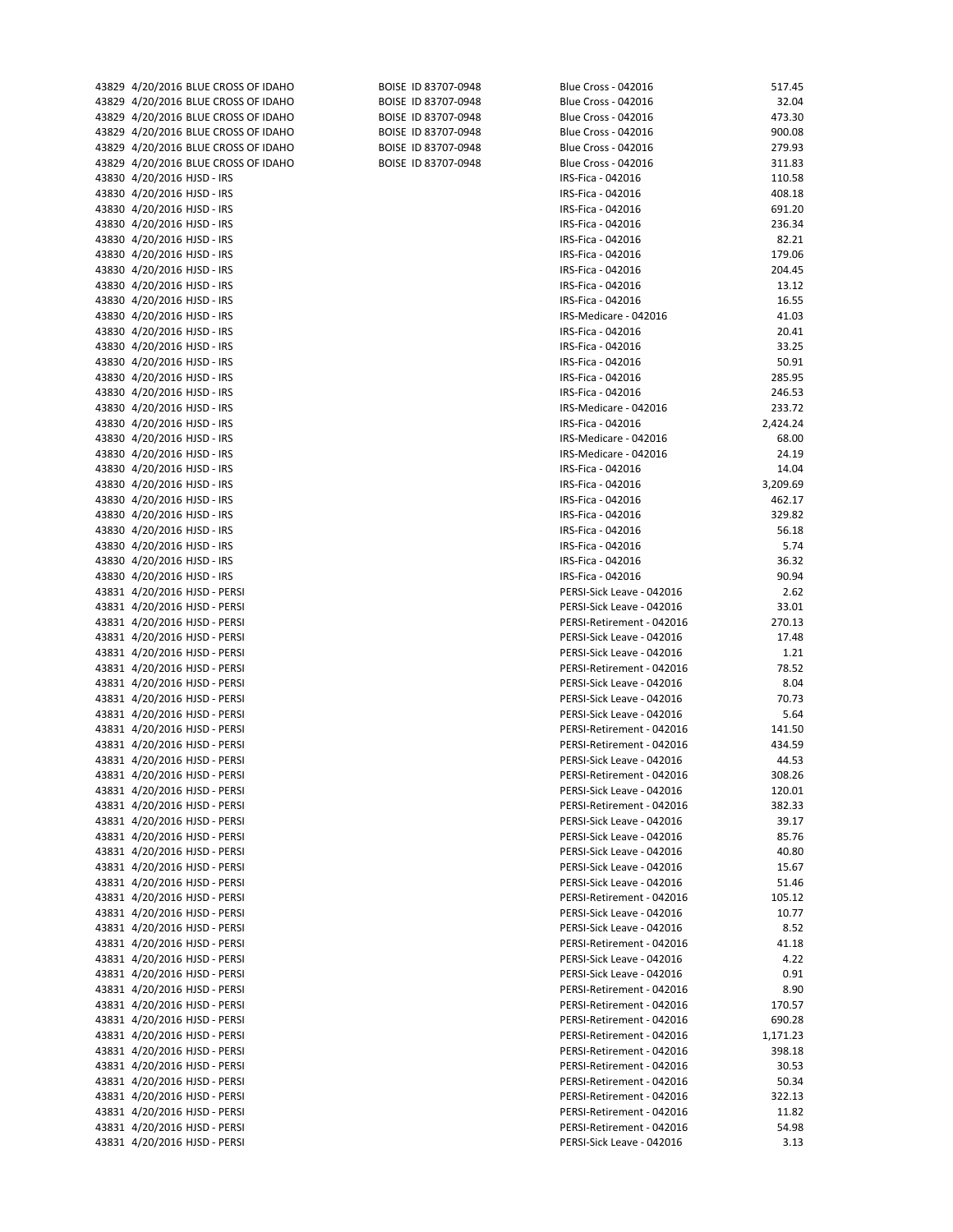| | | | | | |
|---|---|---|---|---|---|
| 43829 | 4/20/2016 | BLUE CROSS OF IDAHO | BOISE ID 83707-0948 | Blue Cross - 042016 | 517.45 |
| 43829 | 4/20/2016 | BLUE CROSS OF IDAHO | BOISE ID 83707-0948 | Blue Cross - 042016 | 32.04 |
| 43829 | 4/20/2016 | BLUE CROSS OF IDAHO | BOISE ID 83707-0948 | Blue Cross - 042016 | 473.30 |
| 43829 | 4/20/2016 | BLUE CROSS OF IDAHO | BOISE ID 83707-0948 | Blue Cross - 042016 | 900.08 |
| 43829 | 4/20/2016 | BLUE CROSS OF IDAHO | BOISE ID 83707-0948 | Blue Cross - 042016 | 279.93 |
| 43829 | 4/20/2016 | BLUE CROSS OF IDAHO | BOISE ID 83707-0948 | Blue Cross - 042016 | 311.83 |
| 43830 | 4/20/2016 | HJSD - IRS | | IRS-Fica - 042016 | 110.58 |
| 43830 | 4/20/2016 | HJSD - IRS | | IRS-Fica - 042016 | 408.18 |
| 43830 | 4/20/2016 | HJSD - IRS | | IRS-Fica - 042016 | 691.20 |
| 43830 | 4/20/2016 | HJSD - IRS | | IRS-Fica - 042016 | 236.34 |
| 43830 | 4/20/2016 | HJSD - IRS | | IRS-Fica - 042016 | 82.21 |
| 43830 | 4/20/2016 | HJSD - IRS | | IRS-Fica - 042016 | 179.06 |
| 43830 | 4/20/2016 | HJSD - IRS | | IRS-Fica - 042016 | 204.45 |
| 43830 | 4/20/2016 | HJSD - IRS | | IRS-Fica - 042016 | 13.12 |
| 43830 | 4/20/2016 | HJSD - IRS | | IRS-Fica - 042016 | 16.55 |
| 43830 | 4/20/2016 | HJSD - IRS | | IRS-Medicare - 042016 | 41.03 |
| 43830 | 4/20/2016 | HJSD - IRS | | IRS-Fica - 042016 | 20.41 |
| 43830 | 4/20/2016 | HJSD - IRS | | IRS-Fica - 042016 | 33.25 |
| 43830 | 4/20/2016 | HJSD - IRS | | IRS-Fica - 042016 | 50.91 |
| 43830 | 4/20/2016 | HJSD - IRS | | IRS-Fica - 042016 | 285.95 |
| 43830 | 4/20/2016 | HJSD - IRS | | IRS-Fica - 042016 | 246.53 |
| 43830 | 4/20/2016 | HJSD - IRS | | IRS-Medicare - 042016 | 233.72 |
| 43830 | 4/20/2016 | HJSD - IRS | | IRS-Fica - 042016 | 2,424.24 |
| 43830 | 4/20/2016 | HJSD - IRS | | IRS-Medicare - 042016 | 68.00 |
| 43830 | 4/20/2016 | HJSD - IRS | | IRS-Medicare - 042016 | 24.19 |
| 43830 | 4/20/2016 | HJSD - IRS | | IRS-Fica - 042016 | 14.04 |
| 43830 | 4/20/2016 | HJSD - IRS | | IRS-Fica - 042016 | 3,209.69 |
| 43830 | 4/20/2016 | HJSD - IRS | | IRS-Fica - 042016 | 462.17 |
| 43830 | 4/20/2016 | HJSD - IRS | | IRS-Fica - 042016 | 329.82 |
| 43830 | 4/20/2016 | HJSD - IRS | | IRS-Fica - 042016 | 56.18 |
| 43830 | 4/20/2016 | HJSD - IRS | | IRS-Fica - 042016 | 5.74 |
| 43830 | 4/20/2016 | HJSD - IRS | | IRS-Fica - 042016 | 36.32 |
| 43830 | 4/20/2016 | HJSD - IRS | | IRS-Fica - 042016 | 90.94 |
| 43831 | 4/20/2016 | HJSD - PERSI | | PERSI-Sick Leave - 042016 | 2.62 |
| 43831 | 4/20/2016 | HJSD - PERSI | | PERSI-Sick Leave - 042016 | 33.01 |
| 43831 | 4/20/2016 | HJSD - PERSI | | PERSI-Retirement - 042016 | 270.13 |
| 43831 | 4/20/2016 | HJSD - PERSI | | PERSI-Sick Leave - 042016 | 17.48 |
| 43831 | 4/20/2016 | HJSD - PERSI | | PERSI-Sick Leave - 042016 | 1.21 |
| 43831 | 4/20/2016 | HJSD - PERSI | | PERSI-Retirement - 042016 | 78.52 |
| 43831 | 4/20/2016 | HJSD - PERSI | | PERSI-Sick Leave - 042016 | 8.04 |
| 43831 | 4/20/2016 | HJSD - PERSI | | PERSI-Sick Leave - 042016 | 70.73 |
| 43831 | 4/20/2016 | HJSD - PERSI | | PERSI-Sick Leave - 042016 | 5.64 |
| 43831 | 4/20/2016 | HJSD - PERSI | | PERSI-Retirement - 042016 | 141.50 |
| 43831 | 4/20/2016 | HJSD - PERSI | | PERSI-Retirement - 042016 | 434.59 |
| 43831 | 4/20/2016 | HJSD - PERSI | | PERSI-Sick Leave - 042016 | 44.53 |
| 43831 | 4/20/2016 | HJSD - PERSI | | PERSI-Retirement - 042016 | 308.26 |
| 43831 | 4/20/2016 | HJSD - PERSI | | PERSI-Sick Leave - 042016 | 120.01 |
| 43831 | 4/20/2016 | HJSD - PERSI | | PERSI-Retirement - 042016 | 382.33 |
| 43831 | 4/20/2016 | HJSD - PERSI | | PERSI-Sick Leave - 042016 | 39.17 |
| 43831 | 4/20/2016 | HJSD - PERSI | | PERSI-Sick Leave - 042016 | 85.76 |
| 43831 | 4/20/2016 | HJSD - PERSI | | PERSI-Sick Leave - 042016 | 40.80 |
| 43831 | 4/20/2016 | HJSD - PERSI | | PERSI-Sick Leave - 042016 | 15.67 |
| 43831 | 4/20/2016 | HJSD - PERSI | | PERSI-Sick Leave - 042016 | 51.46 |
| 43831 | 4/20/2016 | HJSD - PERSI | | PERSI-Retirement - 042016 | 105.12 |
| 43831 | 4/20/2016 | HJSD - PERSI | | PERSI-Sick Leave - 042016 | 10.77 |
| 43831 | 4/20/2016 | HJSD - PERSI | | PERSI-Sick Leave - 042016 | 8.52 |
| 43831 | 4/20/2016 | HJSD - PERSI | | PERSI-Retirement - 042016 | 41.18 |
| 43831 | 4/20/2016 | HJSD - PERSI | | PERSI-Sick Leave - 042016 | 4.22 |
| 43831 | 4/20/2016 | HJSD - PERSI | | PERSI-Sick Leave - 042016 | 0.91 |
| 43831 | 4/20/2016 | HJSD - PERSI | | PERSI-Retirement - 042016 | 8.90 |
| 43831 | 4/20/2016 | HJSD - PERSI | | PERSI-Retirement - 042016 | 170.57 |
| 43831 | 4/20/2016 | HJSD - PERSI | | PERSI-Retirement - 042016 | 690.28 |
| 43831 | 4/20/2016 | HJSD - PERSI | | PERSI-Retirement - 042016 | 1,171.23 |
| 43831 | 4/20/2016 | HJSD - PERSI | | PERSI-Retirement - 042016 | 398.18 |
| 43831 | 4/20/2016 | HJSD - PERSI | | PERSI-Retirement - 042016 | 30.53 |
| 43831 | 4/20/2016 | HJSD - PERSI | | PERSI-Retirement - 042016 | 50.34 |
| 43831 | 4/20/2016 | HJSD - PERSI | | PERSI-Retirement - 042016 | 322.13 |
| 43831 | 4/20/2016 | HJSD - PERSI | | PERSI-Retirement - 042016 | 11.82 |
| 43831 | 4/20/2016 | HJSD - PERSI | | PERSI-Retirement - 042016 | 54.98 |
| 43831 | 4/20/2016 | HJSD - PERSI | | PERSI-Sick Leave - 042016 | 3.13 |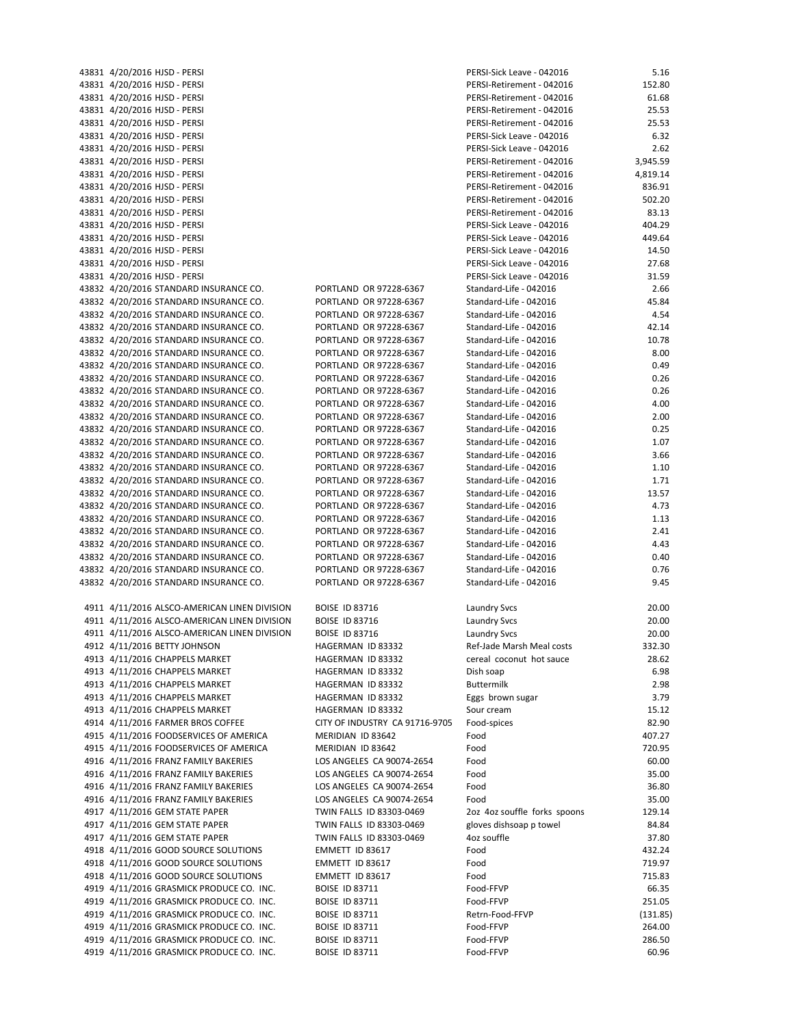| | | | | | |
|---|---|---|---|---|---|
| 43831 | 4/20/2016 | HJSD - PERSI | | PERSI-Sick Leave - 042016 | 5.16 |
| 43831 | 4/20/2016 | HJSD - PERSI | | PERSI-Retirement - 042016 | 152.80 |
| 43831 | 4/20/2016 | HJSD - PERSI | | PERSI-Retirement - 042016 | 61.68 |
| 43831 | 4/20/2016 | HJSD - PERSI | | PERSI-Retirement - 042016 | 25.53 |
| 43831 | 4/20/2016 | HJSD - PERSI | | PERSI-Retirement - 042016 | 25.53 |
| 43831 | 4/20/2016 | HJSD - PERSI | | PERSI-Sick Leave - 042016 | 6.32 |
| 43831 | 4/20/2016 | HJSD - PERSI | | PERSI-Sick Leave - 042016 | 2.62 |
| 43831 | 4/20/2016 | HJSD - PERSI | | PERSI-Retirement - 042016 | 3,945.59 |
| 43831 | 4/20/2016 | HJSD - PERSI | | PERSI-Retirement - 042016 | 4,819.14 |
| 43831 | 4/20/2016 | HJSD - PERSI | | PERSI-Retirement - 042016 | 836.91 |
| 43831 | 4/20/2016 | HJSD - PERSI | | PERSI-Retirement - 042016 | 502.20 |
| 43831 | 4/20/2016 | HJSD - PERSI | | PERSI-Retirement - 042016 | 83.13 |
| 43831 | 4/20/2016 | HJSD - PERSI | | PERSI-Sick Leave - 042016 | 404.29 |
| 43831 | 4/20/2016 | HJSD - PERSI | | PERSI-Sick Leave - 042016 | 449.64 |
| 43831 | 4/20/2016 | HJSD - PERSI | | PERSI-Sick Leave - 042016 | 14.50 |
| 43831 | 4/20/2016 | HJSD - PERSI | | PERSI-Sick Leave - 042016 | 27.68 |
| 43831 | 4/20/2016 | HJSD - PERSI | | PERSI-Sick Leave - 042016 | 31.59 |
| 43832 | 4/20/2016 | STANDARD INSURANCE CO. | PORTLAND OR 97228-6367 | Standard-Life - 042016 | 2.66 |
| 43832 | 4/20/2016 | STANDARD INSURANCE CO. | PORTLAND OR 97228-6367 | Standard-Life - 042016 | 45.84 |
| 43832 | 4/20/2016 | STANDARD INSURANCE CO. | PORTLAND OR 97228-6367 | Standard-Life - 042016 | 4.54 |
| 43832 | 4/20/2016 | STANDARD INSURANCE CO. | PORTLAND OR 97228-6367 | Standard-Life - 042016 | 42.14 |
| 43832 | 4/20/2016 | STANDARD INSURANCE CO. | PORTLAND OR 97228-6367 | Standard-Life - 042016 | 10.78 |
| 43832 | 4/20/2016 | STANDARD INSURANCE CO. | PORTLAND OR 97228-6367 | Standard-Life - 042016 | 8.00 |
| 43832 | 4/20/2016 | STANDARD INSURANCE CO. | PORTLAND OR 97228-6367 | Standard-Life - 042016 | 0.49 |
| 43832 | 4/20/2016 | STANDARD INSURANCE CO. | PORTLAND OR 97228-6367 | Standard-Life - 042016 | 0.26 |
| 43832 | 4/20/2016 | STANDARD INSURANCE CO. | PORTLAND OR 97228-6367 | Standard-Life - 042016 | 0.26 |
| 43832 | 4/20/2016 | STANDARD INSURANCE CO. | PORTLAND OR 97228-6367 | Standard-Life - 042016 | 4.00 |
| 43832 | 4/20/2016 | STANDARD INSURANCE CO. | PORTLAND OR 97228-6367 | Standard-Life - 042016 | 2.00 |
| 43832 | 4/20/2016 | STANDARD INSURANCE CO. | PORTLAND OR 97228-6367 | Standard-Life - 042016 | 0.25 |
| 43832 | 4/20/2016 | STANDARD INSURANCE CO. | PORTLAND OR 97228-6367 | Standard-Life - 042016 | 1.07 |
| 43832 | 4/20/2016 | STANDARD INSURANCE CO. | PORTLAND OR 97228-6367 | Standard-Life - 042016 | 3.66 |
| 43832 | 4/20/2016 | STANDARD INSURANCE CO. | PORTLAND OR 97228-6367 | Standard-Life - 042016 | 1.10 |
| 43832 | 4/20/2016 | STANDARD INSURANCE CO. | PORTLAND OR 97228-6367 | Standard-Life - 042016 | 1.71 |
| 43832 | 4/20/2016 | STANDARD INSURANCE CO. | PORTLAND OR 97228-6367 | Standard-Life - 042016 | 13.57 |
| 43832 | 4/20/2016 | STANDARD INSURANCE CO. | PORTLAND OR 97228-6367 | Standard-Life - 042016 | 4.73 |
| 43832 | 4/20/2016 | STANDARD INSURANCE CO. | PORTLAND OR 97228-6367 | Standard-Life - 042016 | 1.13 |
| 43832 | 4/20/2016 | STANDARD INSURANCE CO. | PORTLAND OR 97228-6367 | Standard-Life - 042016 | 2.41 |
| 43832 | 4/20/2016 | STANDARD INSURANCE CO. | PORTLAND OR 97228-6367 | Standard-Life - 042016 | 4.43 |
| 43832 | 4/20/2016 | STANDARD INSURANCE CO. | PORTLAND OR 97228-6367 | Standard-Life - 042016 | 0.40 |
| 43832 | 4/20/2016 | STANDARD INSURANCE CO. | PORTLAND OR 97228-6367 | Standard-Life - 042016 | 0.76 |
| 43832 | 4/20/2016 | STANDARD INSURANCE CO. | PORTLAND OR 97228-6367 | Standard-Life - 042016 | 9.45 |

| | | | | | |
|---|---|---|---|---|---|
| 4911 | 4/11/2016 | ALSCO-AMERICAN LINEN DIVISION | BOISE ID 83716 | Laundry Svcs | 20.00 |
| 4911 | 4/11/2016 | ALSCO-AMERICAN LINEN DIVISION | BOISE ID 83716 | Laundry Svcs | 20.00 |
| 4911 | 4/11/2016 | ALSCO-AMERICAN LINEN DIVISION | BOISE ID 83716 | Laundry Svcs | 20.00 |
| 4912 | 4/11/2016 | BETTY JOHNSON | HAGERMAN ID 83332 | Ref-Jade Marsh Meal costs | 332.30 |
| 4913 | 4/11/2016 | CHAPPELS MARKET | HAGERMAN ID 83332 | cereal coconut hot sauce | 28.62 |
| 4913 | 4/11/2016 | CHAPPELS MARKET | HAGERMAN ID 83332 | Dish soap | 6.98 |
| 4913 | 4/11/2016 | CHAPPELS MARKET | HAGERMAN ID 83332 | Buttermilk | 2.98 |
| 4913 | 4/11/2016 | CHAPPELS MARKET | HAGERMAN ID 83332 | Eggs brown sugar | 3.79 |
| 4913 | 4/11/2016 | CHAPPELS MARKET | HAGERMAN ID 83332 | Sour cream | 15.12 |
| 4914 | 4/11/2016 | FARMER BROS COFFEE | CITY OF INDUSTRY CA 91716-9705 | Food-spices | 82.90 |
| 4915 | 4/11/2016 | FOODSERVICES OF AMERICA | MERIDIAN ID 83642 | Food | 407.27 |
| 4915 | 4/11/2016 | FOODSERVICES OF AMERICA | MERIDIAN ID 83642 | Food | 720.95 |
| 4916 | 4/11/2016 | FRANZ FAMILY BAKERIES | LOS ANGELES CA 90074-2654 | Food | 60.00 |
| 4916 | 4/11/2016 | FRANZ FAMILY BAKERIES | LOS ANGELES CA 90074-2654 | Food | 35.00 |
| 4916 | 4/11/2016 | FRANZ FAMILY BAKERIES | LOS ANGELES CA 90074-2654 | Food | 36.80 |
| 4916 | 4/11/2016 | FRANZ FAMILY BAKERIES | LOS ANGELES CA 90074-2654 | Food | 35.00 |
| 4917 | 4/11/2016 | GEM STATE PAPER | TWIN FALLS ID 83303-0469 | 2oz 4oz souffle forks spoons | 129.14 |
| 4917 | 4/11/2016 | GEM STATE PAPER | TWIN FALLS ID 83303-0469 | gloves dishsoap p towel | 84.84 |
| 4917 | 4/11/2016 | GEM STATE PAPER | TWIN FALLS ID 83303-0469 | 4oz souffle | 37.80 |
| 4918 | 4/11/2016 | GOOD SOURCE SOLUTIONS | EMMETT ID 83617 | Food | 432.24 |
| 4918 | 4/11/2016 | GOOD SOURCE SOLUTIONS | EMMETT ID 83617 | Food | 719.97 |
| 4918 | 4/11/2016 | GOOD SOURCE SOLUTIONS | EMMETT ID 83617 | Food | 715.83 |
| 4919 | 4/11/2016 | GRASMICK PRODUCE CO. INC. | BOISE ID 83711 | Food-FFVP | 66.35 |
| 4919 | 4/11/2016 | GRASMICK PRODUCE CO. INC. | BOISE ID 83711 | Food-FFVP | 251.05 |
| 4919 | 4/11/2016 | GRASMICK PRODUCE CO. INC. | BOISE ID 83711 | Retrn-Food-FFVP | (131.85) |
| 4919 | 4/11/2016 | GRASMICK PRODUCE CO. INC. | BOISE ID 83711 | Food-FFVP | 264.00 |
| 4919 | 4/11/2016 | GRASMICK PRODUCE CO. INC. | BOISE ID 83711 | Food-FFVP | 286.50 |
| 4919 | 4/11/2016 | GRASMICK PRODUCE CO. INC. | BOISE ID 83711 | Food-FFVP | 60.96 |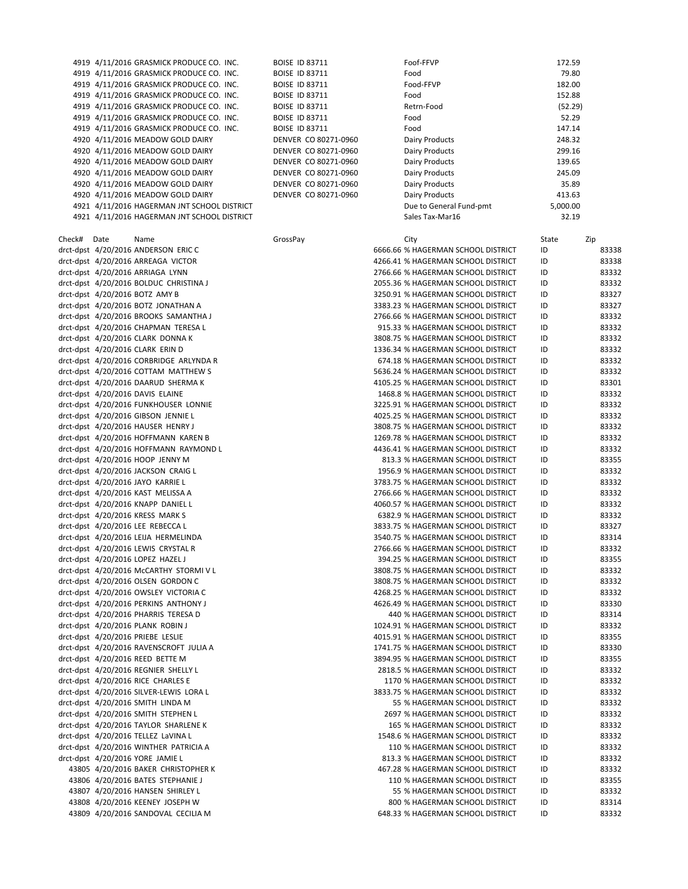| | | | | | |
|---|---|---|---|---|---|
| 4919 | 4/11/2016 | GRASMICK PRODUCE CO. INC. | BOISE ID 83711 | Foof-FFVP | 172.59 |
| 4919 | 4/11/2016 | GRASMICK PRODUCE CO. INC. | BOISE ID 83711 | Food | 79.80 |
| 4919 | 4/11/2016 | GRASMICK PRODUCE CO. INC. | BOISE ID 83711 | Food-FFVP | 182.00 |
| 4919 | 4/11/2016 | GRASMICK PRODUCE CO. INC. | BOISE ID 83711 | Food | 152.88 |
| 4919 | 4/11/2016 | GRASMICK PRODUCE CO. INC. | BOISE ID 83711 | Retrn-Food | (52.29) |
| 4919 | 4/11/2016 | GRASMICK PRODUCE CO. INC. | BOISE ID 83711 | Food | 52.29 |
| 4919 | 4/11/2016 | GRASMICK PRODUCE CO. INC. | BOISE ID 83711 | Food | 147.14 |
| 4920 | 4/11/2016 | MEADOW GOLD DAIRY | DENVER CO 80271-0960 | Dairy Products | 248.32 |
| 4920 | 4/11/2016 | MEADOW GOLD DAIRY | DENVER CO 80271-0960 | Dairy Products | 299.16 |
| 4920 | 4/11/2016 | MEADOW GOLD DAIRY | DENVER CO 80271-0960 | Dairy Products | 139.65 |
| 4920 | 4/11/2016 | MEADOW GOLD DAIRY | DENVER CO 80271-0960 | Dairy Products | 245.09 |
| 4920 | 4/11/2016 | MEADOW GOLD DAIRY | DENVER CO 80271-0960 | Dairy Products | 35.89 |
| 4920 | 4/11/2016 | MEADOW GOLD DAIRY | DENVER CO 80271-0960 | Dairy Products | 413.63 |
| 4921 | 4/11/2016 | HAGERMAN JNT SCHOOL DISTRICT | | Due to General Fund-pmt | 5,000.00 |
| 4921 | 4/11/2016 | HAGERMAN JNT SCHOOL DISTRICT | | Sales Tax-Mar16 | 32.19 |

| Check# | Date | Name | GrossPay | City | State | Zip |
|---|---|---|---|---|---|---|
| drct-dpst | 4/20/2016 | ANDERSON ERIC C | 6666.66 | % HAGERMAN SCHOOL DISTRICT | ID | 83338 |
| drct-dpst | 4/20/2016 | ARREAGA VICTOR | 4266.41 | % HAGERMAN SCHOOL DISTRICT | ID | 83338 |
| drct-dpst | 4/20/2016 | ARRIAGA LYNN | 2766.66 | % HAGERMAN SCHOOL DISTRICT | ID | 83332 |
| drct-dpst | 4/20/2016 | BOLDUC CHRISTINA J | 2055.36 | % HAGERMAN SCHOOL DISTRICT | ID | 83332 |
| drct-dpst | 4/20/2016 | BOTZ AMY B | 3250.91 | % HAGERMAN SCHOOL DISTRICT | ID | 83327 |
| drct-dpst | 4/20/2016 | BOTZ JONATHAN A | 3383.23 | % HAGERMAN SCHOOL DISTRICT | ID | 83327 |
| drct-dpst | 4/20/2016 | BROOKS SAMANTHA J | 2766.66 | % HAGERMAN SCHOOL DISTRICT | ID | 83332 |
| drct-dpst | 4/20/2016 | CHAPMAN TERESA L | 915.33 | % HAGERMAN SCHOOL DISTRICT | ID | 83332 |
| drct-dpst | 4/20/2016 | CLARK DONNA K | 3808.75 | % HAGERMAN SCHOOL DISTRICT | ID | 83332 |
| drct-dpst | 4/20/2016 | CLARK ERIN D | 1336.34 | % HAGERMAN SCHOOL DISTRICT | ID | 83332 |
| drct-dpst | 4/20/2016 | CORBRIDGE ARLYNDA R | 674.18 | % HAGERMAN SCHOOL DISTRICT | ID | 83332 |
| drct-dpst | 4/20/2016 | COTTAM MATTHEW S | 5636.24 | % HAGERMAN SCHOOL DISTRICT | ID | 83332 |
| drct-dpst | 4/20/2016 | DAARUD SHERMA K | 4105.25 | % HAGERMAN SCHOOL DISTRICT | ID | 83301 |
| drct-dpst | 4/20/2016 | DAVIS ELAINE | 1468.8 | % HAGERMAN SCHOOL DISTRICT | ID | 83332 |
| drct-dpst | 4/20/2016 | FUNKHOUSER LONNIE | 3225.91 | % HAGERMAN SCHOOL DISTRICT | ID | 83332 |
| drct-dpst | 4/20/2016 | GIBSON JENNIE L | 4025.25 | % HAGERMAN SCHOOL DISTRICT | ID | 83332 |
| drct-dpst | 4/20/2016 | HAUSER HENRY J | 3808.75 | % HAGERMAN SCHOOL DISTRICT | ID | 83332 |
| drct-dpst | 4/20/2016 | HOFFMANN KAREN B | 1269.78 | % HAGERMAN SCHOOL DISTRICT | ID | 83332 |
| drct-dpst | 4/20/2016 | HOFFMANN RAYMOND L | 4436.41 | % HAGERMAN SCHOOL DISTRICT | ID | 83332 |
| drct-dpst | 4/20/2016 | HOOP JENNY M | 813.3 | % HAGERMAN SCHOOL DISTRICT | ID | 83355 |
| drct-dpst | 4/20/2016 | JACKSON CRAIG L | 1956.9 | % HAGERMAN SCHOOL DISTRICT | ID | 83332 |
| drct-dpst | 4/20/2016 | JAYO KARRIE L | 3783.75 | % HAGERMAN SCHOOL DISTRICT | ID | 83332 |
| drct-dpst | 4/20/2016 | KAST MELISSA A | 2766.66 | % HAGERMAN SCHOOL DISTRICT | ID | 83332 |
| drct-dpst | 4/20/2016 | KNAPP DANIEL L | 4060.57 | % HAGERMAN SCHOOL DISTRICT | ID | 83332 |
| drct-dpst | 4/20/2016 | KRESS MARK S | 6382.9 | % HAGERMAN SCHOOL DISTRICT | ID | 83332 |
| drct-dpst | 4/20/2016 | LEE REBECCA L | 3833.75 | % HAGERMAN SCHOOL DISTRICT | ID | 83327 |
| drct-dpst | 4/20/2016 | LEIJA HERMELINDA | 3540.75 | % HAGERMAN SCHOOL DISTRICT | ID | 83314 |
| drct-dpst | 4/20/2016 | LEWIS CRYSTAL R | 2766.66 | % HAGERMAN SCHOOL DISTRICT | ID | 83332 |
| drct-dpst | 4/20/2016 | LOPEZ HAZEL J | 394.25 | % HAGERMAN SCHOOL DISTRICT | ID | 83355 |
| drct-dpst | 4/20/2016 | McCARTHY STORMI V L | 3808.75 | % HAGERMAN SCHOOL DISTRICT | ID | 83332 |
| drct-dpst | 4/20/2016 | OLSEN GORDON C | 3808.75 | % HAGERMAN SCHOOL DISTRICT | ID | 83332 |
| drct-dpst | 4/20/2016 | OWSLEY VICTORIA C | 4268.25 | % HAGERMAN SCHOOL DISTRICT | ID | 83332 |
| drct-dpst | 4/20/2016 | PERKINS ANTHONY J | 4626.49 | % HAGERMAN SCHOOL DISTRICT | ID | 83330 |
| drct-dpst | 4/20/2016 | PHARRIS TERESA D | 440 | % HAGERMAN SCHOOL DISTRICT | ID | 83314 |
| drct-dpst | 4/20/2016 | PLANK ROBIN J | 1024.91 | % HAGERMAN SCHOOL DISTRICT | ID | 83332 |
| drct-dpst | 4/20/2016 | PRIEBE LESLIE | 4015.91 | % HAGERMAN SCHOOL DISTRICT | ID | 83355 |
| drct-dpst | 4/20/2016 | RAVENSCROFT JULIA A | 1741.75 | % HAGERMAN SCHOOL DISTRICT | ID | 83330 |
| drct-dpst | 4/20/2016 | REED BETTE M | 3894.95 | % HAGERMAN SCHOOL DISTRICT | ID | 83355 |
| drct-dpst | 4/20/2016 | REGNIER SHELLY L | 2818.5 | % HAGERMAN SCHOOL DISTRICT | ID | 83332 |
| drct-dpst | 4/20/2016 | RICE CHARLES E | 1170 | % HAGERMAN SCHOOL DISTRICT | ID | 83332 |
| drct-dpst | 4/20/2016 | SILVER-LEWIS LORA L | 3833.75 | % HAGERMAN SCHOOL DISTRICT | ID | 83332 |
| drct-dpst | 4/20/2016 | SMITH LINDA M | 55 | % HAGERMAN SCHOOL DISTRICT | ID | 83332 |
| drct-dpst | 4/20/2016 | SMITH STEPHEN L | 2697 | % HAGERMAN SCHOOL DISTRICT | ID | 83332 |
| drct-dpst | 4/20/2016 | TAYLOR SHARLENE K | 165 | % HAGERMAN SCHOOL DISTRICT | ID | 83332 |
| drct-dpst | 4/20/2016 | TELLEZ LaVINA L | 1548.6 | % HAGERMAN SCHOOL DISTRICT | ID | 83332 |
| drct-dpst | 4/20/2016 | WINTHER PATRICIA A | 110 | % HAGERMAN SCHOOL DISTRICT | ID | 83332 |
| drct-dpst | 4/20/2016 | YORE JAMIE L | 813.3 | % HAGERMAN SCHOOL DISTRICT | ID | 83332 |
| 43805 | 4/20/2016 | BAKER CHRISTOPHER K | 467.28 | % HAGERMAN SCHOOL DISTRICT | ID | 83332 |
| 43806 | 4/20/2016 | BATES STEPHANIE J | 110 | % HAGERMAN SCHOOL DISTRICT | ID | 83355 |
| 43807 | 4/20/2016 | HANSEN SHIRLEY L | 55 | % HAGERMAN SCHOOL DISTRICT | ID | 83332 |
| 43808 | 4/20/2016 | KEENEY JOSEPH W | 800 | % HAGERMAN SCHOOL DISTRICT | ID | 83314 |
| 43809 | 4/20/2016 | SANDOVAL CECILIA M | 648.33 | % HAGERMAN SCHOOL DISTRICT | ID | 83332 |